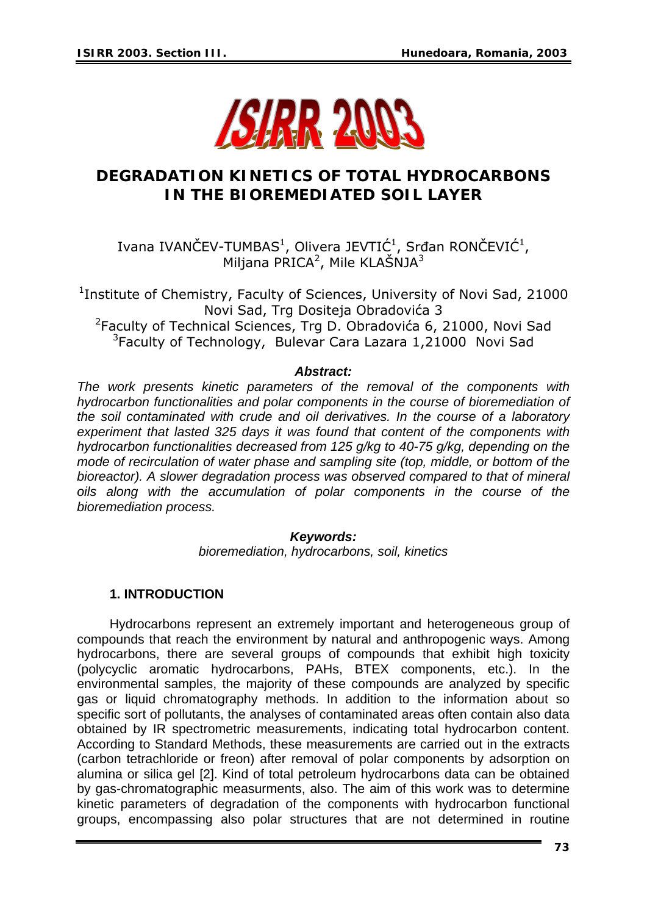# DEGRADATION KINETICS OF TOTAL HYDROCARBONS IN THE BIOREMEDIATED SOIL LAYER

Ivana IVANČEV-TUMBAS[1], Olivera JEVTIĆ[1], Srđan RONČEVIĆ[1], Miljana PRICA[2], Mile KLAŠNJA[3]

[1]Institute of Chemistry, Faculty of Sciences, University of Novi Sad, 21000 Novi Sad, Trg Dositeja Obradovića 3
[2]Faculty of Technical Sciences, Trg D. Obradovića 6, 21000, Novi Sad
[3]Faculty of Technology, Bulevar Cara Lazara 1,21000 Novi Sad

***Abstract:***

*The work presents kinetic parameters of the removal of the components with hydrocarbon functionalities and polar components in the course of bioremediation of the soil contaminated with crude and oil derivatives. In the course of a laboratory experiment that lasted 325 days it was found that content of the components with hydrocarbon functionalities decreased from 125 g/kg to 40-75 g/kg, depending on the mode of recirculation of water phase and sampling site (top, middle, or bottom of the bioreactor). A slower degradation process was observed compared to that of mineral oils along with the accumulation of polar components in the course of the bioremediation process.*

***Keywords:***

*bioremediation, hydrocarbons, soil, kinetics*

## 1. INTRODUCTION

Hydrocarbons represent an extremely important and heterogeneous group of compounds that reach the environment by natural and anthropogenic ways. Among hydrocarbons, there are several groups of compounds that exhibit high toxicity (polycyclic aromatic hydrocarbons, PAHs, BTEX components, etc.). In the environmental samples, the majority of these compounds are analyzed by specific gas or liquid chromatography methods. In addition to the information about so specific sort of pollutants, the analyses of contaminated areas often contain also data obtained by IR spectrometric measurements, indicating total hydrocarbon content. According to Standard Methods, these measurements are carried out in the extracts (carbon tetrachloride or freon) after removal of polar components by adsorption on alumina or silica gel [2]. Kind of total petroleum hydrocarbons data can be obtained by gas-chromatographic measurments, also. The aim of this work was to determine kinetic parameters of degradation of the components with hydrocarbon functional groups, encompassing also polar structures that are not determined in routine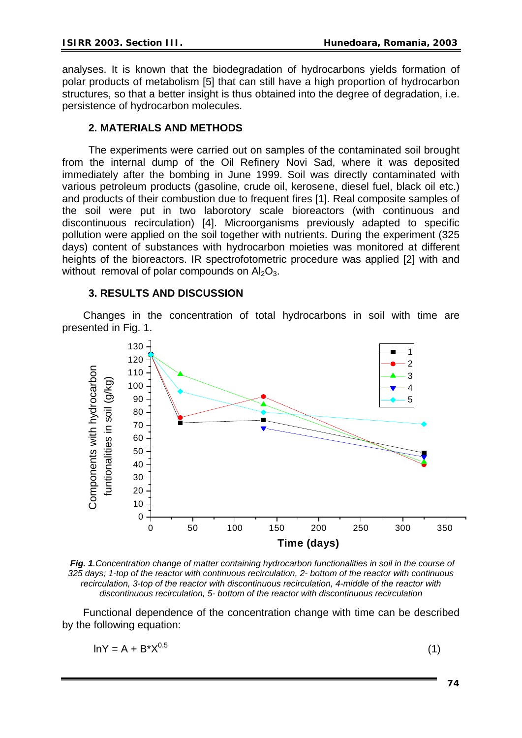analyses. It is known that the biodegradation of hydrocarbons yields formation of polar products of metabolism [5] that can still have a high proportion of hydrocarbon structures, so that a better insight is thus obtained into the degree of degradation, i.e. persistence of hydrocarbon molecules.

## 2. MATERIALS AND METHODS

The experiments were carried out on samples of the contaminated soil brought from the internal dump of the Oil Refinery Novi Sad, where it was deposited immediately after the bombing in June 1999. Soil was directly contaminated with various petroleum products (gasoline, crude oil, kerosene, diesel fuel, black oil etc.) and products of their combustion due to frequent fires [1]. Real composite samples of the soil were put in two laborotory scale bioreactors (with continuous and discontinuous recirculation) [4]. Microorganisms previously adapted to specific pollution were applied on the soil together with nutrients. During the experiment (325 days) content of substances with hydrocarbon moieties was monitored at different heights of the bioreactors. IR spectrofotometric procedure was applied [2] with and without removal of polar compounds on $Al_2O_3$.

## 3. RESULTS AND DISCUSSION

Changes in the concentration of total hydrocarbons in soil with time are presented in Fig. 1.

***Fig. 1****.Concentration change of matter containing hydrocarbon functionalities in soil in the course of 325 days; 1-top of the reactor with continuous recirculation, 2- bottom of the reactor with continuous recirculation, 3-top of the reactor with discontinuous recirculation, 4-middle of the reactor with discontinuous recirculation, 5- bottom of the reactor with discontinuous recirculation*

Functional dependence of the concentration change with time can be described by the following equation:

$$\ln Y = A + B{*}X^{0.5} \tag{1}$$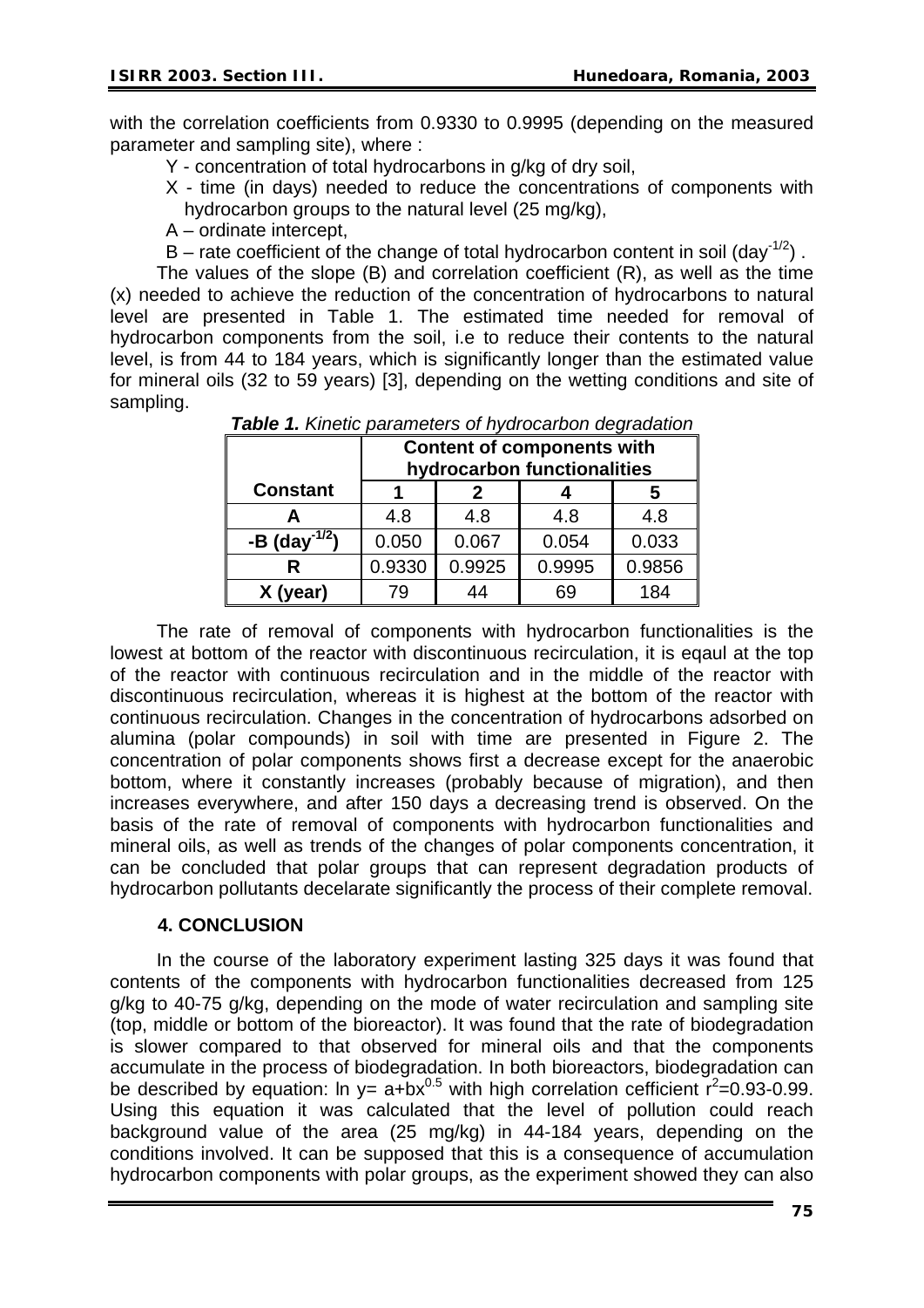with the correlation coefficients from 0.9330 to 0.9995 (depending on the measured parameter and sampling site), where :

- Y - concentration of total hydrocarbons in g/kg of dry soil,
- X - time (in days) needed to reduce the concentrations of components with hydrocarbon groups to the natural level (25 mg/kg),
- A – ordinate intercept,
- B – rate coefficient of the change of total hydrocarbon content in soil (day$^{-1/2}$) .

The values of the slope (B) and correlation coefficient (R), as well as the time (x) needed to achieve the reduction of the concentration of hydrocarbons to natural level are presented in Table 1. The estimated time needed for removal of hydrocarbon components from the soil, i.e to reduce their contents to the natural level, is from 44 to 184 years, which is significantly longer than the estimated value for mineral oils (32 to 59 years) [3], depending on the wetting conditions and site of sampling.

***Table 1.*** *Kinetic parameters of hydrocarbon degradation*

| | **Content of components with hydrocarbon functionalities** | | | |
|---|---|---|---|---|
| **Constant** | **1** | **2** | **4** | **5** |
| **A** | 4.8 | 4.8 | 4.8 | 4.8 |
| **-B (day$^{-1/2}$)** | 0.050 | 0.067 | 0.054 | 0.033 |
| **R** | 0.9330 | 0.9925 | 0.9995 | 0.9856 |
| **X (year)** | 79 | 44 | 69 | 184 |

The rate of removal of components with hydrocarbon functionalities is the lowest at bottom of the reactor with discontinuous recirculation, it is eqaul at the top of the reactor with continuous recirculation and in the middle of the reactor with discontinuous recirculation, whereas it is highest at the bottom of the reactor with continuous recirculation. Changes in the concentration of hydrocarbons adsorbed on alumina (polar compounds) in soil with time are presented in Figure 2. The concentration of polar components shows first a decrease except for the anaerobic bottom, where it constantly increases (probably because of migration), and then increases everywhere, and after 150 days a decreasing trend is observed. On the basis of the rate of removal of components with hydrocarbon functionalities and mineral oils, as well as trends of the changes of polar components concentration, it can be concluded that polar groups that can represent degradation products of hydrocarbon pollutants decelarate significantly the process of their complete removal.

## 4. CONCLUSION

In the course of the laboratory experiment lasting 325 days it was found that contents of the components with hydrocarbon functionalities decreased from 125 g/kg to 40-75 g/kg, depending on the mode of water recirculation and sampling site (top, middle or bottom of the bioreactor). It was found that the rate of biodegradation is slower compared to that observed for mineral oils and that the components accumulate in the process of biodegradation. In both bioreactors, biodegradation can be described by equation: $\ln y = a + bx^{0.5}$ with high correlation cefficient $r^2$=0.93-0.99. Using this equation it was calculated that the level of pollution could reach background value of the area (25 mg/kg) in 44-184 years, depending on the conditions involved. It can be supposed that this is a consequence of accumulation hydrocarbon components with polar groups, as the experiment showed they can also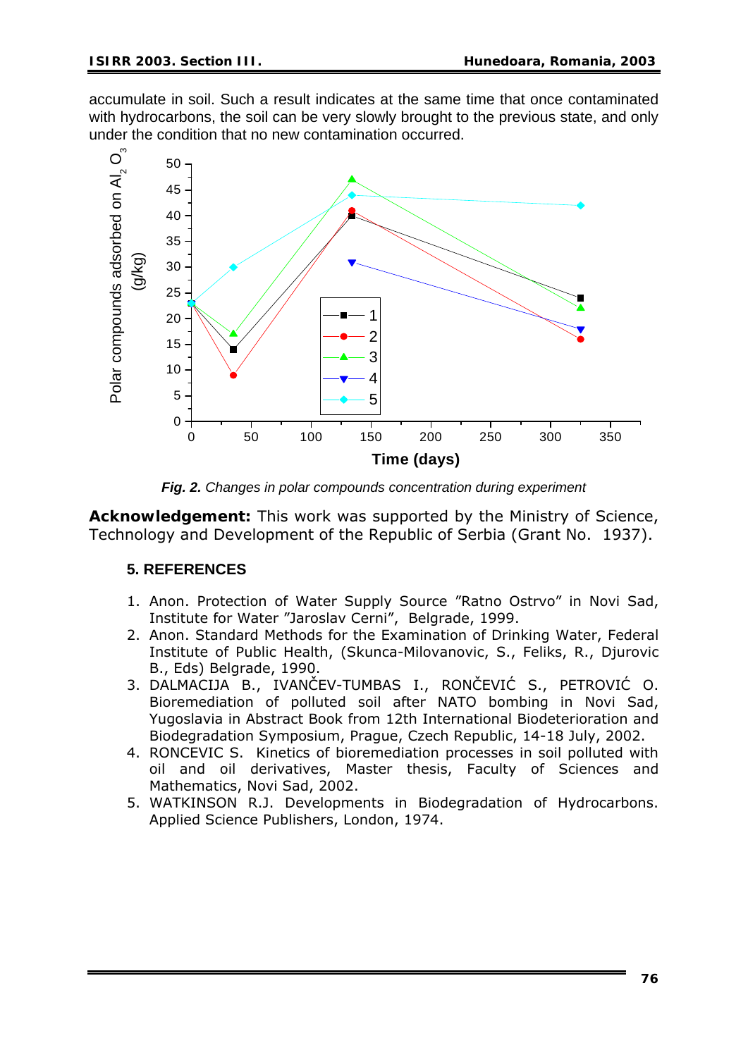accumulate in soil. Such a result indicates at the same time that once contaminated with hydrocarbons, the soil can be very slowly brought to the previous state, and only under the condition that no new contamination occurred.

Polar compounds adsorbed on $Al_2O_3$ (g/kg)

50
45
40
35
30
25
20
15
10
5
0

0 50 100 150 200 250 300 350

Time (days)

1
2
3
4
5

***Fig. 2.*** *Changes in polar compounds concentration during experiment*

**Acknowledgement:** This work was supported by the Ministry of Science, Technology and Development of the Republic of Serbia (Grant No. 1937).

### 5. REFERENCES

1. Anon. Protection of Water Supply Source ”Ratno Ostrvo” in Novi Sad, Institute for Water ”Jaroslav Cerni”, Belgrade, 1999.
2. Anon. Standard Methods for the Examination of Drinking Water, Federal Institute of Public Health, (Skunca-Milovanovic, S., Feliks, R., Djurovic B., Eds) Belgrade, 1990.
3. DALMACIJA B., IVANČEV-TUMBAS I., RONČEVIĆ S., PETROVIĆ O. Bioremediation of polluted soil after NATO bombing in Novi Sad, Yugoslavia in Abstract Book from 12th International Biodeterioration and Biodegradation Symposium, Prague, Czech Republic, 14-18 July, 2002.
4. RONCEVIC S. Kinetics of bioremediation processes in soil polluted with oil and oil derivatives, Master thesis, Faculty of Sciences and Mathematics, Novi Sad, 2002.
5. WATKINSON R.J. Developments in Biodegradation of Hydrocarbons. Applied Science Publishers, London, 1974.